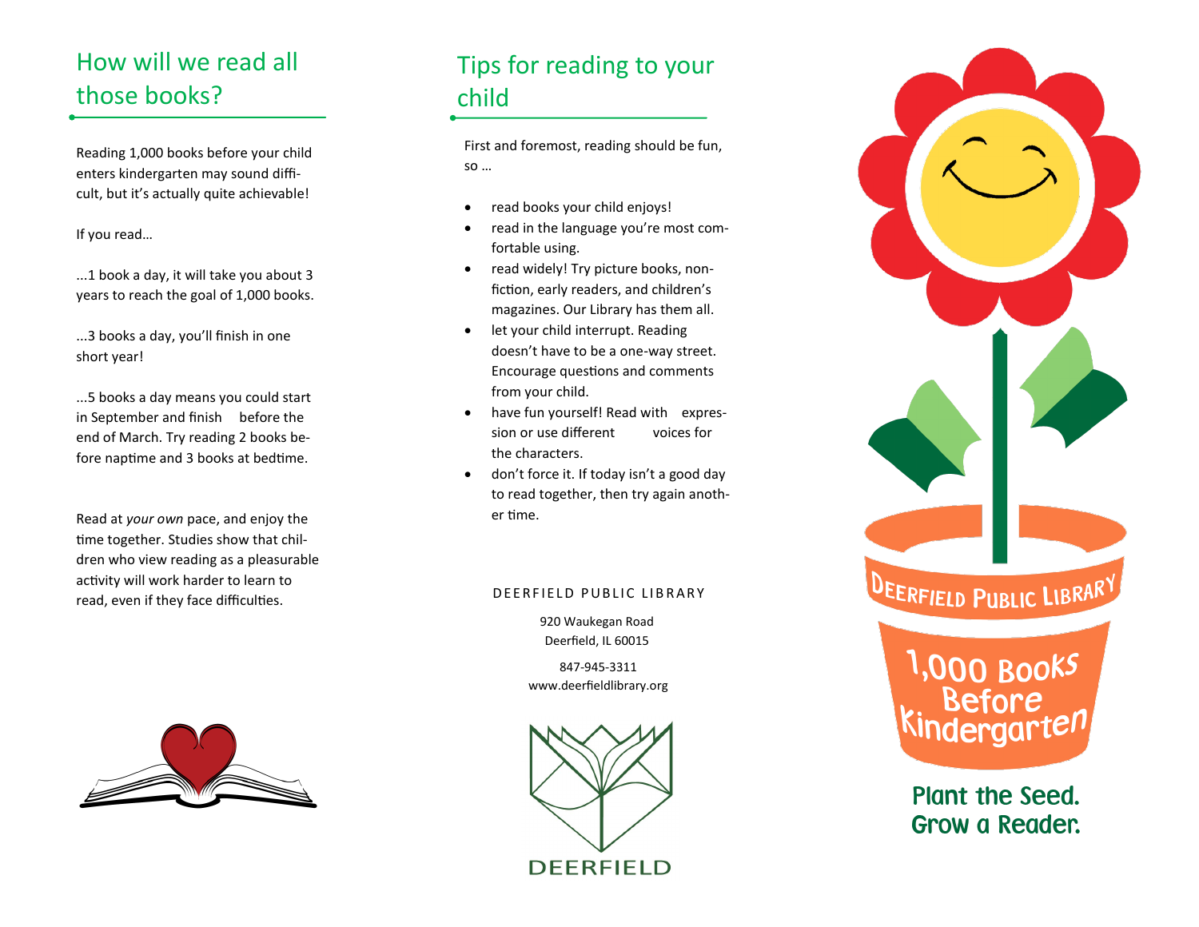## How will we read all those books?

Reading 1,000 books before your child enters kindergarten may sound difficult, but it's actually quite achievable!

If you read…

...1 book a day, it will take you about 3 years to reach the goal of 1,000 books.

...3 books a day, you'll finish in one short year!

...5 books a day means you could start in September and finish before the end of March. Try reading 2 books before naptime and 3 books at bedtime.

Read at *your own* pace, and enjoy the time together. Studies show that children who view reading as a pleasurable activity will work harder to learn to read, even if they face difficulties.

## Tips for reading to your child

First and foremost, reading should be fun, so …

- read books your child enjoys!
- read in the language you're most comfortable using.
- read widely! Try picture books, nonfiction, early readers, and children's magazines. Our Library has them all.
- let your child interrupt. Reading doesn't have to be a one-way street. Encourage questions and comments from your child.
- have fun yourself! Read with expression or use different voices for the characters.
- don't force it. If today isn't a good day to read together, then try again another time.

DEERFIELD PUBLIC LIBRARY

920 Waukegan Road
Deerfield, IL 60015

847-945-3311
www.deerfieldlibrary.org

DEERFIELD

DEERFIELD PUBLIC LIBRARY

# 1,000 Books Before Kindergarten

**Plant the Seed. Grow a Reader.**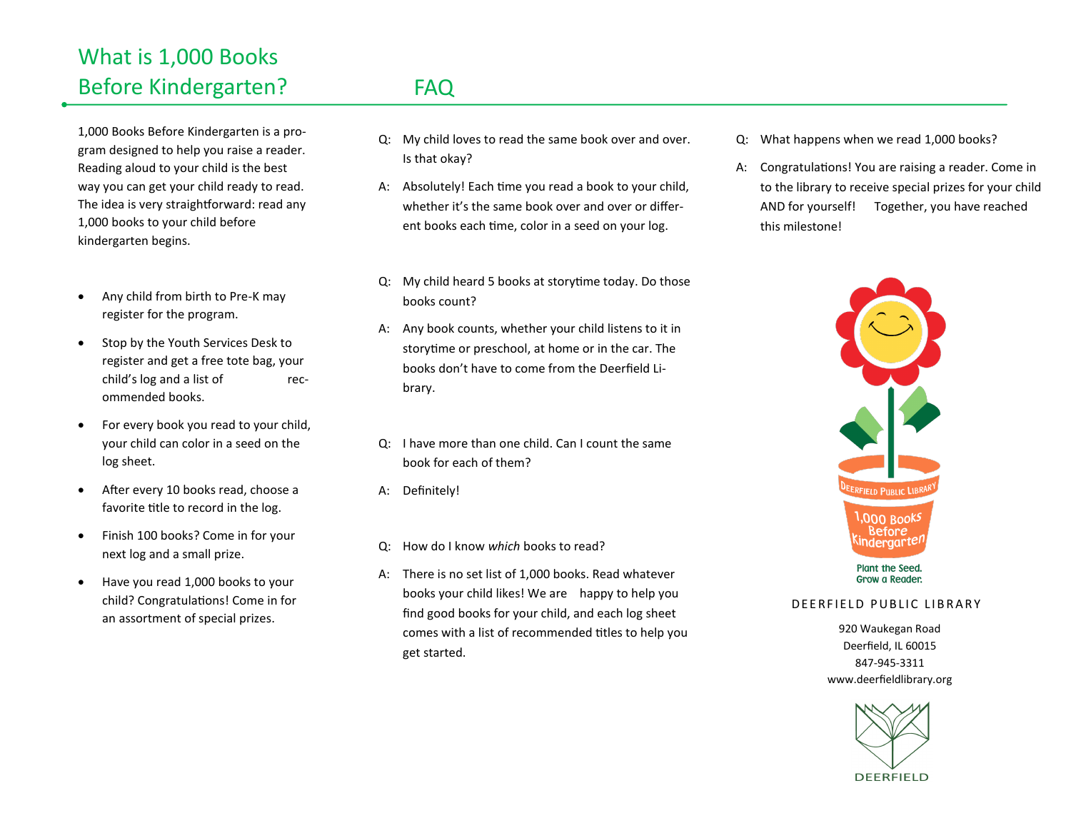## What is 1,000 Books Before Kindergarten?

1,000 Books Before Kindergarten is a program designed to help you raise a reader. Reading aloud to your child is the best way you can get your child ready to read. The idea is very straightforward: read any 1,000 books to your child before kindergarten begins.

- Any child from birth to Pre-K may register for the program.
- Stop by the Youth Services Desk to register and get a free tote bag, your child's log and a list of recommended books.
- For every book you read to your child, your child can color in a seed on the log sheet.
- After every 10 books read, choose a favorite title to record in the log.
- Finish 100 books? Come in for your next log and a small prize.
- Have you read 1,000 books to your child? Congratulations! Come in for an assortment of special prizes.

## FAQ

Q: My child loves to read the same book over and over. Is that okay?

A: Absolutely! Each time you read a book to your child, whether it's the same book over and over or different books each time, color in a seed on your log.

Q: My child heard 5 books at storytime today. Do those books count?

A: Any book counts, whether your child listens to it in storytime or preschool, at home or in the car. The books don't have to come from the Deerfield Library.

Q: I have more than one child. Can I count the same book for each of them?

A: Definitely!

Q: How do I know *which* books to read?

A: There is no set list of 1,000 books. Read whatever books your child likes! We are happy to help you find good books for your child, and each log sheet comes with a list of recommended titles to help you get started.

Q: What happens when we read 1,000 books?

A: Congratulations! You are raising a reader. Come in to the library to receive special prizes for your child AND for yourself! Together, you have reached this milestone!

Deerfield Public Library
1,000 Books Before Kindergarten
Plant the Seed. Grow a Reader.

DEERFIELD PUBLIC LIBRARY

920 Waukegan Road
Deerfield, IL 60015
847-945-3311
www.deerfieldlibrary.org

DEERFIELD